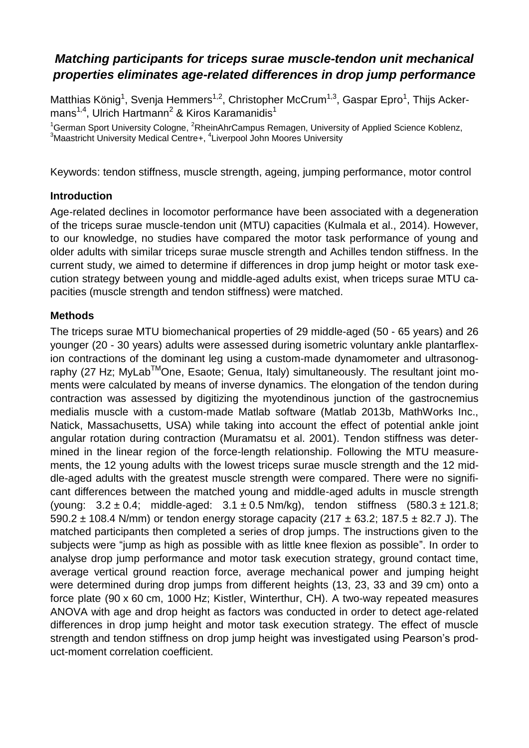# *Matching participants for triceps surae muscle-tendon unit mechanical properties eliminates age-related differences in drop jump performance*

Matthias König[1], Svenja Hemmers[1,2], Christopher McCrum[1,3], Gaspar Epro[1], Thijs Ackermans[1,4], Ulrich Hartmann[2] & Kiros Karamanidis[1]

[1]German Sport University Cologne, [2]RheinAhrCampus Remagen, University of Applied Science Koblenz, [3]Maastricht University Medical Centre+, [4]Liverpool John Moores University

Keywords: tendon stiffness, muscle strength, ageing, jumping performance, motor control

## Introduction

Age-related declines in locomotor performance have been associated with a degeneration of the triceps surae muscle-tendon unit (MTU) capacities (Kulmala et al., 2014). However, to our knowledge, no studies have compared the motor task performance of young and older adults with similar triceps surae muscle strength and Achilles tendon stiffness. In the current study, we aimed to determine if differences in drop jump height or motor task execution strategy between young and middle-aged adults exist, when triceps surae MTU capacities (muscle strength and tendon stiffness) were matched.

## Methods

The triceps surae MTU biomechanical properties of 29 middle-aged (50 - 65 years) and 26 younger (20 - 30 years) adults were assessed during isometric voluntary ankle plantarflexion contractions of the dominant leg using a custom-made dynamometer and ultrasonography (27 Hz; MyLab[TM]One, Esaote; Genua, Italy) simultaneously. The resultant joint moments were calculated by means of inverse dynamics. The elongation of the tendon during contraction was assessed by digitizing the myotendinous junction of the gastrocnemius medialis muscle with a custom-made Matlab software (Matlab 2013b, MathWorks Inc., Natick, Massachusetts, USA) while taking into account the effect of potential ankle joint angular rotation during contraction (Muramatsu et al. 2001). Tendon stiffness was determined in the linear region of the force-length relationship. Following the MTU measurements, the 12 young adults with the lowest triceps surae muscle strength and the 12 middle-aged adults with the greatest muscle strength were compared. There were no significant differences between the matched young and middle-aged adults in muscle strength (young: $3.2 \pm 0.4$; middle-aged: $3.1 \pm 0.5$ Nm/kg), tendon stiffness ($580.3 \pm 121.8$; $590.2 \pm 108.4$ N/mm) or tendon energy storage capacity ($217 \pm 63.2$; $187.5 \pm 82.7$ J). The matched participants then completed a series of drop jumps. The instructions given to the subjects were "jump as high as possible with as little knee flexion as possible". In order to analyse drop jump performance and motor task execution strategy, ground contact time, average vertical ground reaction force, average mechanical power and jumping height were determined during drop jumps from different heights (13, 23, 33 and 39 cm) onto a force plate (90 x 60 cm, 1000 Hz; Kistler, Winterthur, CH). A two-way repeated measures ANOVA with age and drop height as factors was conducted in order to detect age-related differences in drop jump height and motor task execution strategy. The effect of muscle strength and tendon stiffness on drop jump height was investigated using Pearson's product-moment correlation coefficient.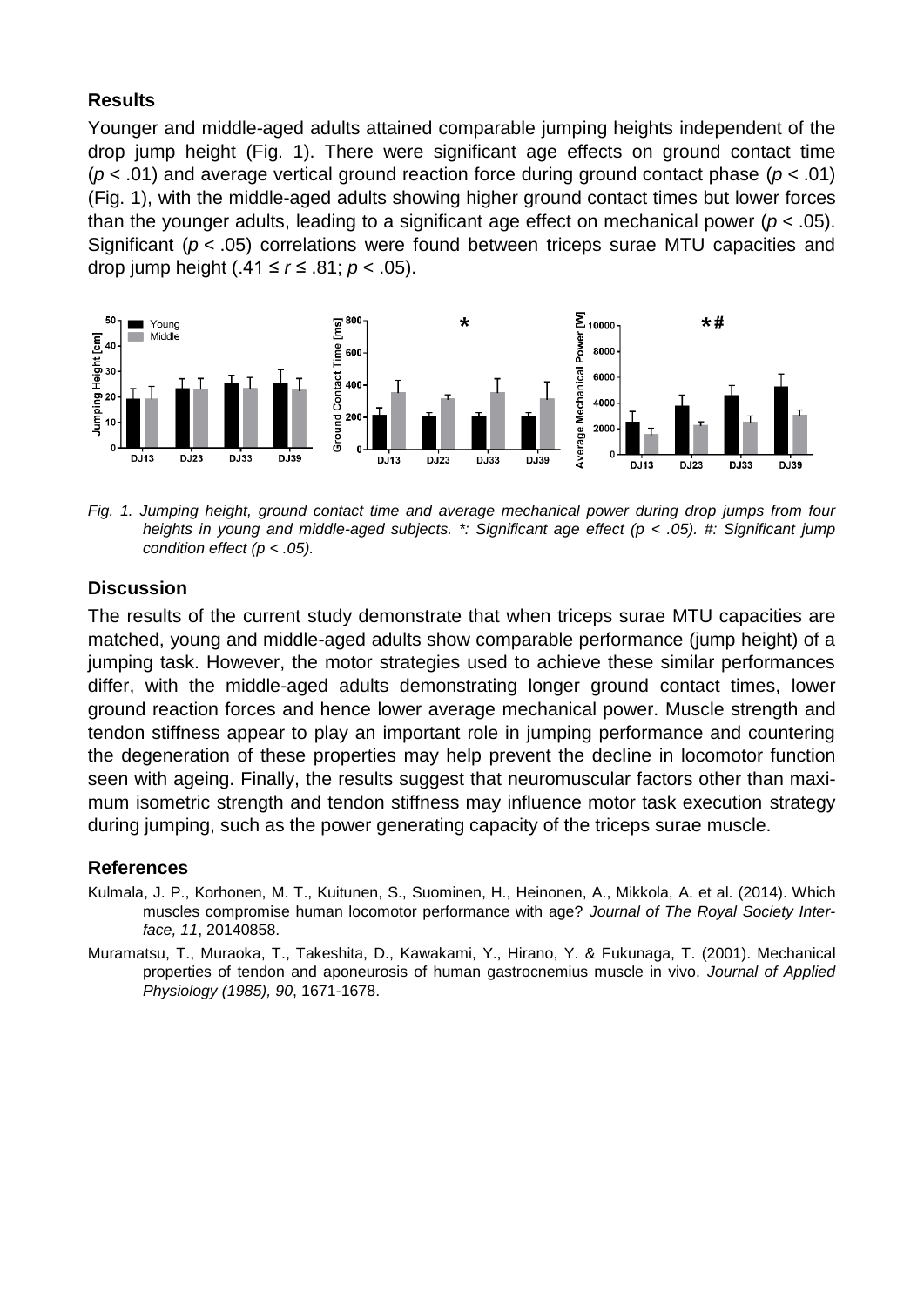## Results

Younger and middle-aged adults attained comparable jumping heights independent of the drop jump height (Fig. 1). There were significant age effects on ground contact time ($p < .01$) and average vertical ground reaction force during ground contact phase ($p < .01$) (Fig. 1), with the middle-aged adults showing higher ground contact times but lower forces than the younger adults, leading to a significant age effect on mechanical power ($p < .05$). Significant ($p < .05$) correlations were found between triceps surae MTU capacities and drop jump height ($.41 \le r \le .81$; $p < .05$).

Young
Middle

Jumping Height [cm]
50
40
30
20
10
0
DJ13 DJ23 DJ33 DJ39

Ground Contact Time [ms]
*
800
600
400
200
0
DJ13 DJ23 DJ33 DJ39

Average Mechanical Power [W]
*#
10000
8000
6000
4000
2000
0
DJ13 DJ23 DJ33 DJ39

*Fig. 1. Jumping height, ground contact time and average mechanical power during drop jumps from four heights in young and middle-aged subjects. *: Significant age effect (p < .05). #: Significant jump condition effect (p < .05).*

## Discussion

The results of the current study demonstrate that when triceps surae MTU capacities are matched, young and middle-aged adults show comparable performance (jump height) of a jumping task. However, the motor strategies used to achieve these similar performances differ, with the middle-aged adults demonstrating longer ground contact times, lower ground reaction forces and hence lower average mechanical power. Muscle strength and tendon stiffness appear to play an important role in jumping performance and countering the degeneration of these properties may help prevent the decline in locomotor function seen with ageing. Finally, the results suggest that neuromuscular factors other than maximum isometric strength and tendon stiffness may influence motor task execution strategy during jumping, such as the power generating capacity of the triceps surae muscle.

## References

Kulmala, J. P., Korhonen, M. T., Kuitunen, S., Suominen, H., Heinonen, A., Mikkola, A. et al. (2014). Which muscles compromise human locomotor performance with age? *Journal of The Royal Society Interface, 11*, 20140858.

Muramatsu, T., Muraoka, T., Takeshita, D., Kawakami, Y., Hirano, Y. & Fukunaga, T. (2001). Mechanical properties of tendon and aponeurosis of human gastrocnemius muscle in vivo. *Journal of Applied Physiology (1985), 90*, 1671-1678.